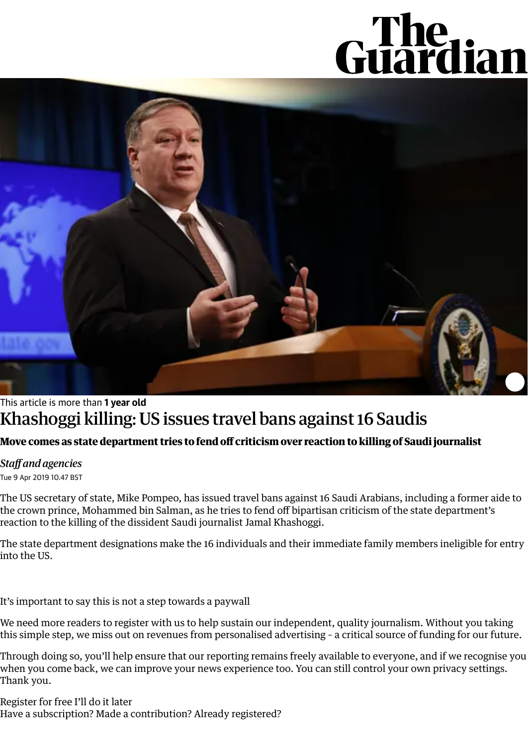This article is more than **1 year old**

# Khashoggi killing: US issues travel bans against 16 Saudis

**Move comes as state department tries to fend off criticism over reaction to killing of Saudi journalist**

*Staff and agencies*

Tue 9 Apr 2019 10.47 BST

The US secretary of state, Mike Pompeo, has issued travel bans against 16 Saudi Arabians, including a former aide to the crown prince, Mohammed bin Salman, as he tries to fend off bipartisan criticism of the state department's reaction to the killing of the dissident Saudi journalist Jamal Khashoggi.

The state department designations make the 16 individuals and their immediate family members ineligible for entry into the US.

It's important to say this is not a step towards a paywall

We need more readers to register with us to help sustain our independent, quality journalism. Without you taking this simple step, we miss out on revenues from personalised advertising - a critical source of funding for our future.

Through doing so, you'll help ensure that our reporting remains freely available to everyone, and if we recognise you when you come back, we can improve your news experience too. You can still control your own privacy settings. Thank you.

Register for free I'll do it later
Have a subscription? Made a contribution? Already registered?